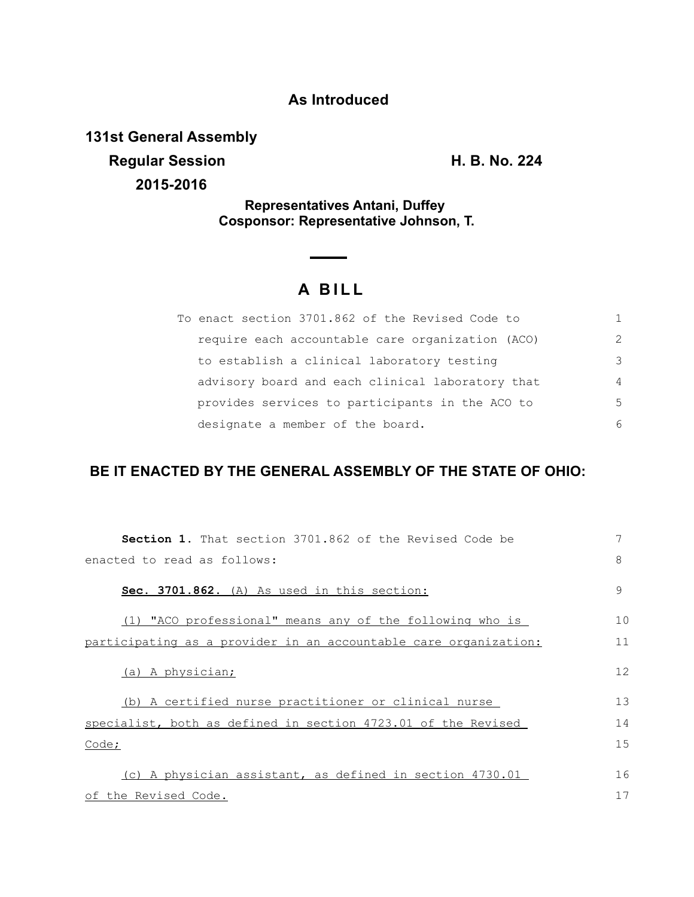**As Introduced**

**131st General Assembly**

**Regular Session** **H. B. No. 224**

**2015-2016**

**Representatives Antani, Duffey**
**Cosponsor: Representative Johnson, T.**

# A BILL

To enact section 3701.862 of the Revised Code to require each accountable care organization (ACO) to establish a clinical laboratory testing advisory board and each clinical laboratory that provides services to participants in the ACO to designate a member of the board.

## BE IT ENACTED BY THE GENERAL ASSEMBLY OF THE STATE OF OHIO:

**Section 1.** That section 3701.862 of the Revised Code be enacted to read as follows:

<u>**Sec. 3701.862.** (A) As used in this section:</u>

<u>(1) "ACO professional" means any of the following who is participating as a provider in an accountable care organization:</u>

<u>(a) A physician;</u>

<u>(b) A certified nurse practitioner or clinical nurse specialist, both as defined in section 4723.01 of the Revised Code;</u>

<u>(c) A physician assistant, as defined in section 4730.01 of the Revised Code.</u>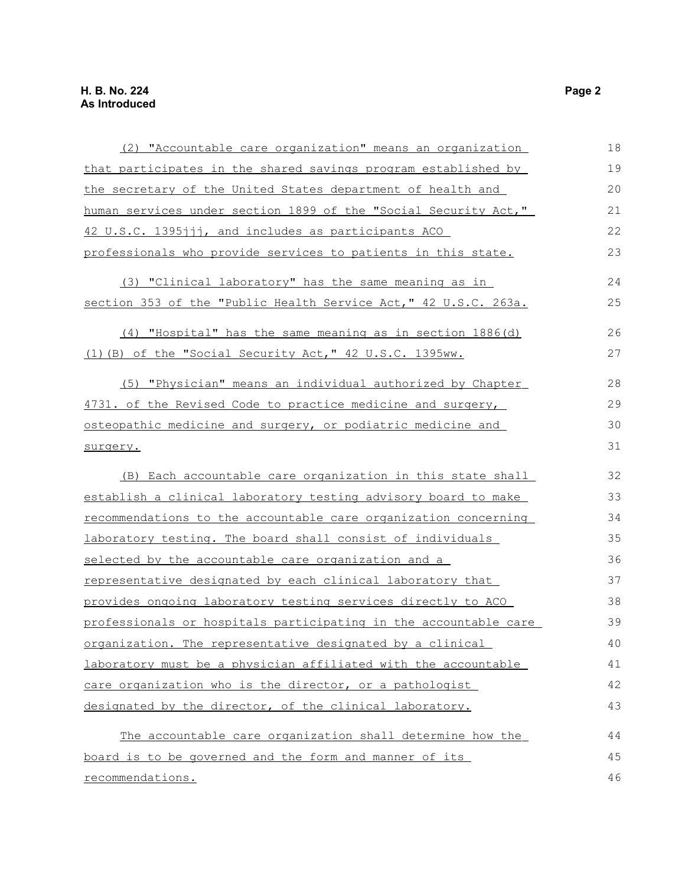(2) "Accountable care organization" means an organization that participates in the shared savings program established by the secretary of the United States department of health and human services under section 1899 of the "Social Security Act," 42 U.S.C. 1395jjj, and includes as participants ACO professionals who provide services to patients in this state.

(3) "Clinical laboratory" has the same meaning as in section 353 of the "Public Health Service Act," 42 U.S.C. 263a.

(4) "Hospital" has the same meaning as in section 1886(d)(1)(B) of the "Social Security Act," 42 U.S.C. 1395ww.

(5) "Physician" means an individual authorized by Chapter 4731. of the Revised Code to practice medicine and surgery, osteopathic medicine and surgery, or podiatric medicine and surgery.

(B) Each accountable care organization in this state shall establish a clinical laboratory testing advisory board to make recommendations to the accountable care organization concerning laboratory testing. The board shall consist of individuals selected by the accountable care organization and a representative designated by each clinical laboratory that provides ongoing laboratory testing services directly to ACO professionals or hospitals participating in the accountable care organization. The representative designated by a clinical laboratory must be a physician affiliated with the accountable care organization who is the director, or a pathologist designated by the director, of the clinical laboratory.

The accountable care organization shall determine how the board is to be governed and the form and manner of its recommendations.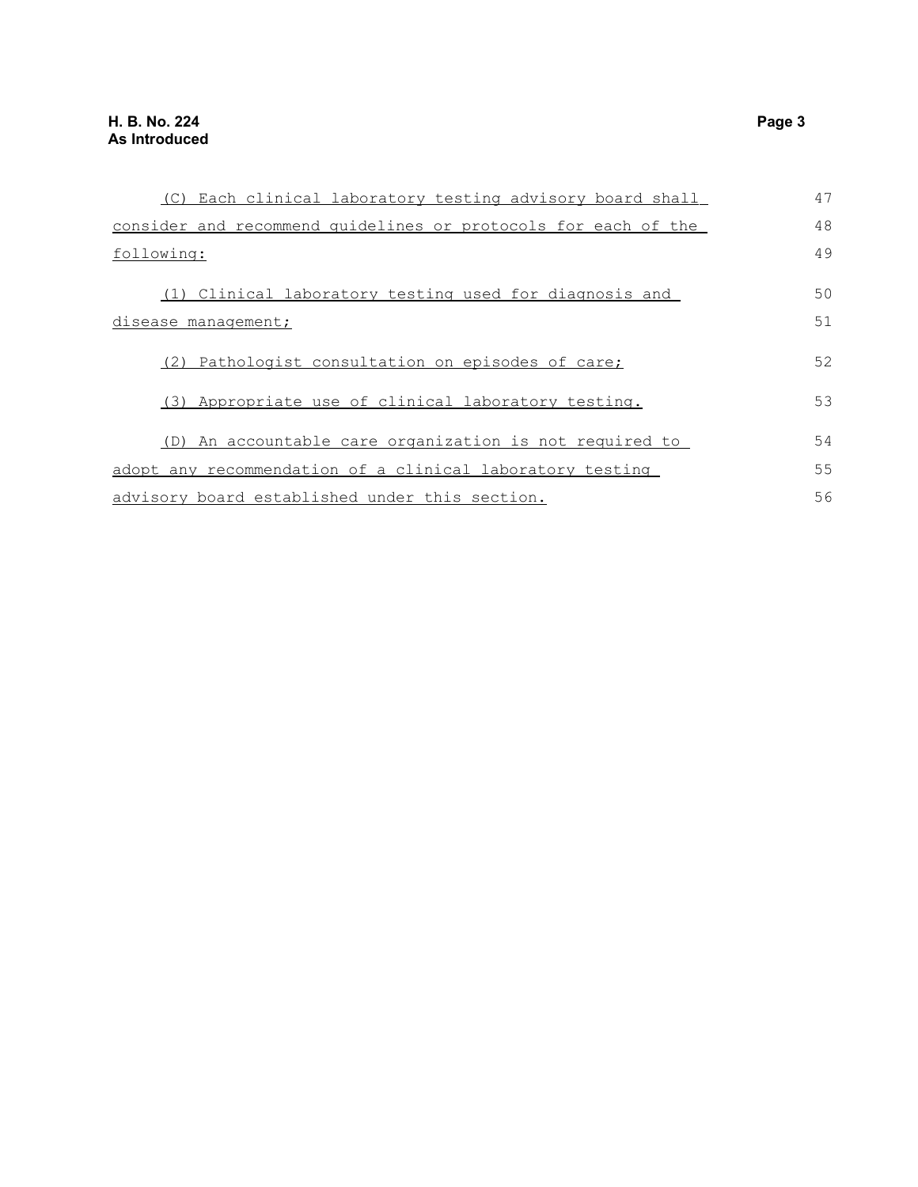(C) Each clinical laboratory testing advisory board shall consider and recommend guidelines or protocols for each of the following:

(1) Clinical laboratory testing used for diagnosis and disease management;

(2) Pathologist consultation on episodes of care;

(3) Appropriate use of clinical laboratory testing.

(D) An accountable care organization is not required to adopt any recommendation of a clinical laboratory testing advisory board established under this section.